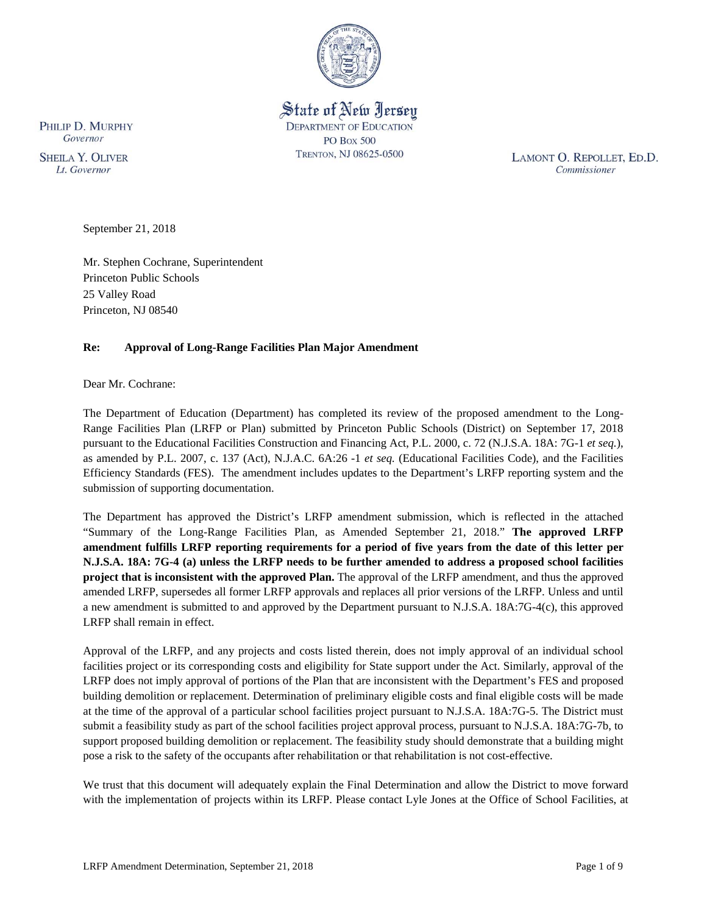State of New Jersey
DEPARTMENT OF EDUCATION
PO BOX 500
TRENTON, NJ 08625-0500

PHILIP D. MURPHY
*Governor*

SHEILA Y. OLIVER
*Lt. Governor*

LAMONT O. REPOLLET, ED.D.
*Commissioner*

September 21, 2018

Mr. Stephen Cochrane, Superintendent
Princeton Public Schools
25 Valley Road
Princeton, NJ 08540

**Re: Approval of Long-Range Facilities Plan Major Amendment**

Dear Mr. Cochrane:

The Department of Education (Department) has completed its review of the proposed amendment to the Long-Range Facilities Plan (LRFP or Plan) submitted by Princeton Public Schools (District) on September 17, 2018 pursuant to the Educational Facilities Construction and Financing Act, P.L. 2000, c. 72 (N.J.S.A. 18A: 7G-1 *et seq.*), as amended by P.L. 2007, c. 137 (Act), N.J.A.C. 6A:26 -1 *et seq.* (Educational Facilities Code), and the Facilities Efficiency Standards (FES). The amendment includes updates to the Department's LRFP reporting system and the submission of supporting documentation.

The Department has approved the District's LRFP amendment submission, which is reflected in the attached "Summary of the Long-Range Facilities Plan, as Amended September 21, 2018." **The approved LRFP amendment fulfills LRFP reporting requirements for a period of five years from the date of this letter per N.J.S.A. 18A: 7G-4 (a) unless the LRFP needs to be further amended to address a proposed school facilities project that is inconsistent with the approved Plan.** The approval of the LRFP amendment, and thus the approved amended LRFP, supersedes all former LRFP approvals and replaces all prior versions of the LRFP. Unless and until a new amendment is submitted to and approved by the Department pursuant to N.J.S.A. 18A:7G-4(c), this approved LRFP shall remain in effect.

Approval of the LRFP, and any projects and costs listed therein, does not imply approval of an individual school facilities project or its corresponding costs and eligibility for State support under the Act. Similarly, approval of the LRFP does not imply approval of portions of the Plan that are inconsistent with the Department's FES and proposed building demolition or replacement. Determination of preliminary eligible costs and final eligible costs will be made at the time of the approval of a particular school facilities project pursuant to N.J.S.A. 18A:7G-5. The District must submit a feasibility study as part of the school facilities project approval process, pursuant to N.J.S.A. 18A:7G-7b, to support proposed building demolition or replacement. The feasibility study should demonstrate that a building might pose a risk to the safety of the occupants after rehabilitation or that rehabilitation is not cost-effective.

We trust that this document will adequately explain the Final Determination and allow the District to move forward with the implementation of projects within its LRFP. Please contact Lyle Jones at the Office of School Facilities, at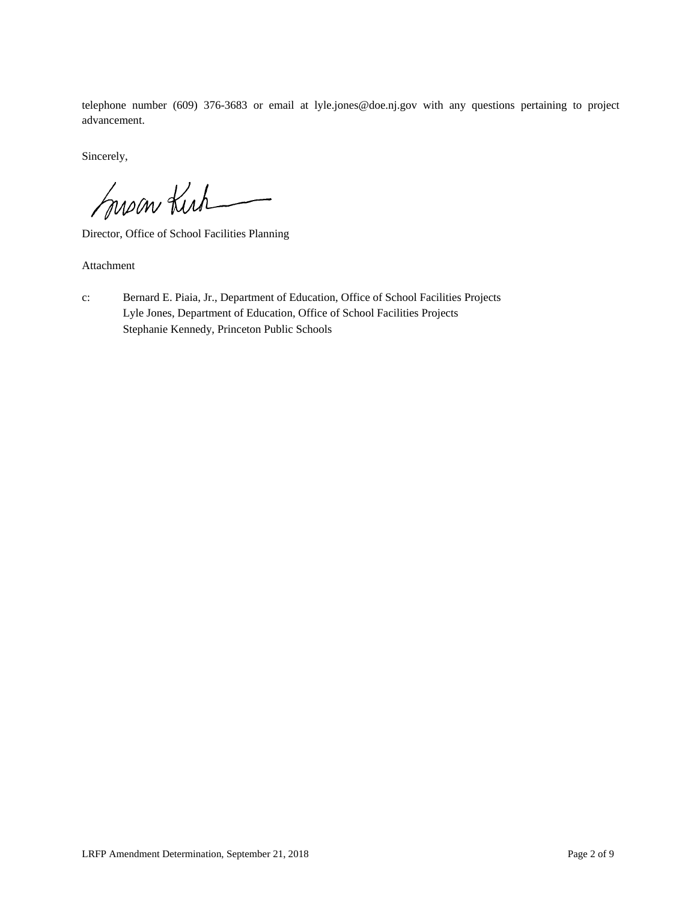telephone number (609) 376-3683 or email at lyle.jones@doe.nj.gov with any questions pertaining to project advancement.

Sincerely,

Director, Office of School Facilities Planning

Attachment

c: Bernard E. Piaia, Jr., Department of Education, Office of School Facilities Projects
Lyle Jones, Department of Education, Office of School Facilities Projects
Stephanie Kennedy, Princeton Public Schools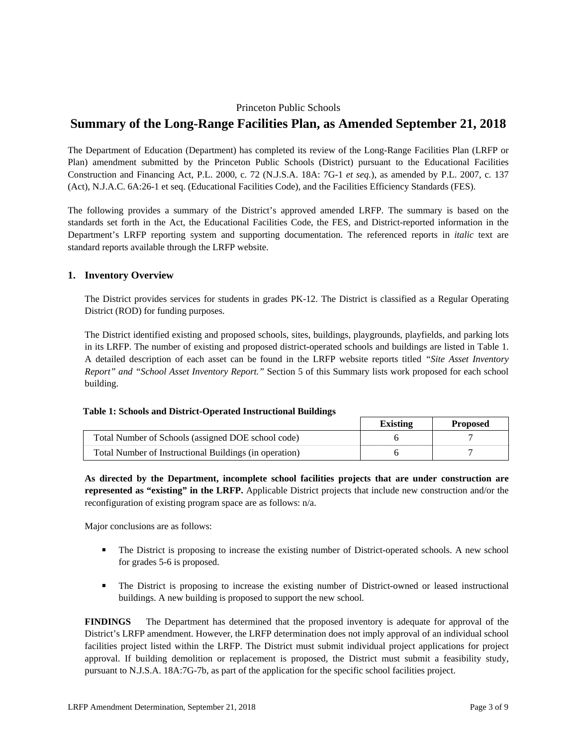Princeton Public Schools

# Summary of the Long-Range Facilities Plan, as Amended September 21, 2018

The Department of Education (Department) has completed its review of the Long-Range Facilities Plan (LRFP or Plan) amendment submitted by the Princeton Public Schools (District) pursuant to the Educational Facilities Construction and Financing Act, P.L. 2000, c. 72 (N.J.S.A. 18A: 7G-1 *et seq.*), as amended by P.L. 2007, c. 137 (Act), N.J.A.C. 6A:26-1 et seq. (Educational Facilities Code), and the Facilities Efficiency Standards (FES).

The following provides a summary of the District's approved amended LRFP. The summary is based on the standards set forth in the Act, the Educational Facilities Code, the FES, and District-reported information in the Department's LRFP reporting system and supporting documentation. The referenced reports in *italic* text are standard reports available through the LRFP website.

## 1. Inventory Overview

The District provides services for students in grades PK-12. The District is classified as a Regular Operating District (ROD) for funding purposes.

The District identified existing and proposed schools, sites, buildings, playgrounds, playfields, and parking lots in its LRFP. The number of existing and proposed district-operated schools and buildings are listed in Table 1. A detailed description of each asset can be found in the LRFP website reports titled *"Site Asset Inventory Report" and "School Asset Inventory Report."* Section 5 of this Summary lists work proposed for each school building.

**Table 1: Schools and District-Operated Instructional Buildings**

| | Existing | Proposed |
|---|---|---|
| Total Number of Schools (assigned DOE school code) | 6 | 7 |
| Total Number of Instructional Buildings (in operation) | 6 | 7 |

**As directed by the Department, incomplete school facilities projects that are under construction are represented as "existing" in the LRFP.** Applicable District projects that include new construction and/or the reconfiguration of existing program space are as follows: n/a.

Major conclusions are as follows:

- The District is proposing to increase the existing number of District-operated schools. A new school for grades 5-6 is proposed.
- The District is proposing to increase the existing number of District-owned or leased instructional buildings. A new building is proposed to support the new school.

**FINDINGS** The Department has determined that the proposed inventory is adequate for approval of the District's LRFP amendment. However, the LRFP determination does not imply approval of an individual school facilities project listed within the LRFP. The District must submit individual project applications for project approval. If building demolition or replacement is proposed, the District must submit a feasibility study, pursuant to N.J.S.A. 18A:7G-7b, as part of the application for the specific school facilities project.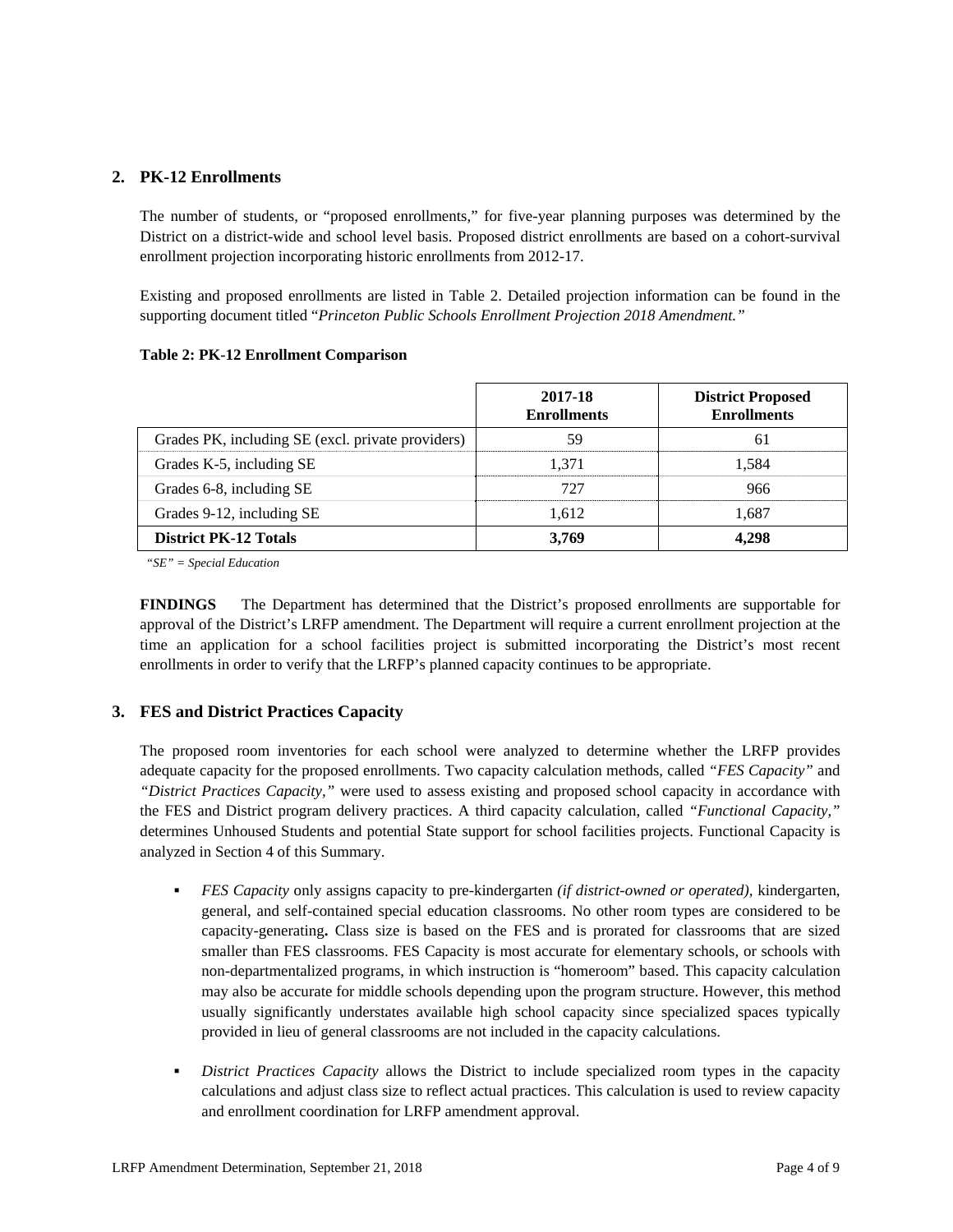## 2. PK-12 Enrollments

The number of students, or "proposed enrollments," for five-year planning purposes was determined by the District on a district-wide and school level basis. Proposed district enrollments are based on a cohort-survival enrollment projection incorporating historic enrollments from 2012-17.

Existing and proposed enrollments are listed in Table 2. Detailed projection information can be found in the supporting document titled "*Princeton Public Schools Enrollment Projection 2018 Amendment.*"

**Table 2: PK-12 Enrollment Comparison**

| | 2017-18 Enrollments | District Proposed Enrollments |
|---|---|---|
| Grades PK, including SE (excl. private providers) | 59 | 61 |
| Grades K-5, including SE | 1,371 | 1,584 |
| Grades 6-8, including SE | 727 | 966 |
| Grades 9-12, including SE | 1,612 | 1,687 |
| **District PK-12 Totals** | **3,769** | **4,298** |

*"SE" = Special Education*

**FINDINGS** The Department has determined that the District's proposed enrollments are supportable for approval of the District's LRFP amendment. The Department will require a current enrollment projection at the time an application for a school facilities project is submitted incorporating the District's most recent enrollments in order to verify that the LRFP's planned capacity continues to be appropriate.

## 3. FES and District Practices Capacity

The proposed room inventories for each school were analyzed to determine whether the LRFP provides adequate capacity for the proposed enrollments. Two capacity calculation methods, called *"FES Capacity"* and *"District Practices Capacity,"* were used to assess existing and proposed school capacity in accordance with the FES and District program delivery practices. A third capacity calculation, called *"Functional Capacity,"* determines Unhoused Students and potential State support for school facilities projects. Functional Capacity is analyzed in Section 4 of this Summary.

- *FES Capacity* only assigns capacity to pre-kindergarten *(if district-owned or operated),* kindergarten, general, and self-contained special education classrooms. No other room types are considered to be capacity-generating**.** Class size is based on the FES and is prorated for classrooms that are sized smaller than FES classrooms. FES Capacity is most accurate for elementary schools, or schools with non-departmentalized programs, in which instruction is "homeroom" based. This capacity calculation may also be accurate for middle schools depending upon the program structure. However, this method usually significantly understates available high school capacity since specialized spaces typically provided in lieu of general classrooms are not included in the capacity calculations.

- *District Practices Capacity* allows the District to include specialized room types in the capacity calculations and adjust class size to reflect actual practices. This calculation is used to review capacity and enrollment coordination for LRFP amendment approval.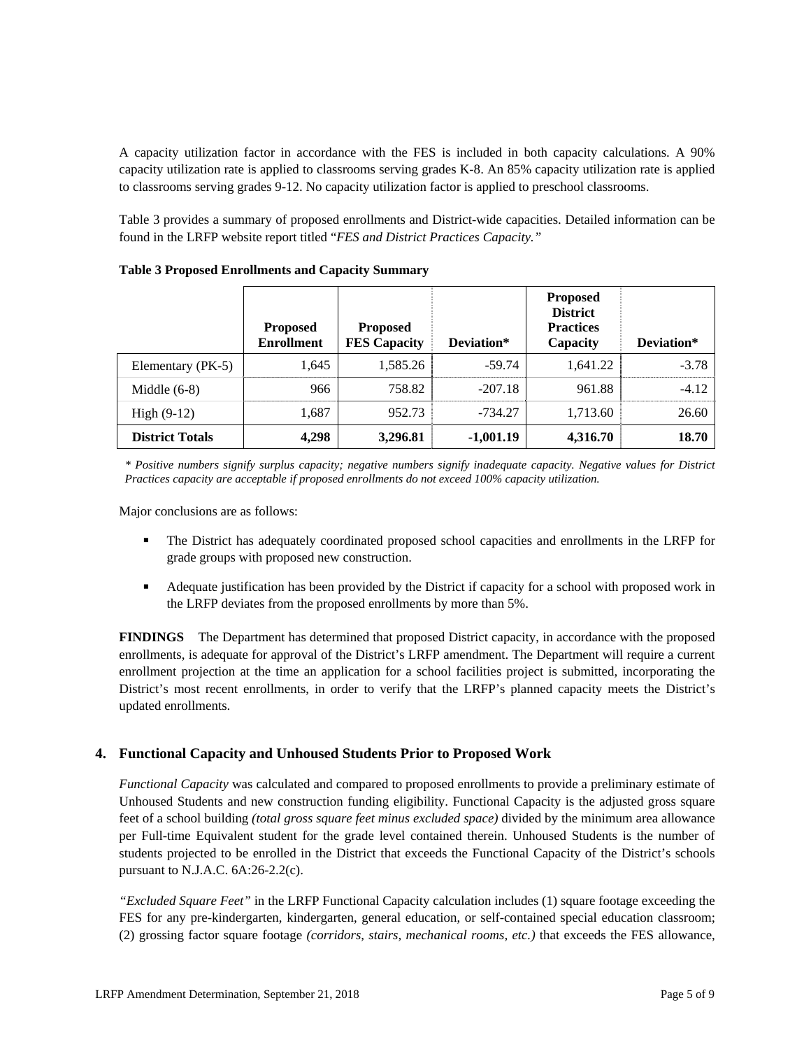A capacity utilization factor in accordance with the FES is included in both capacity calculations. A 90% capacity utilization rate is applied to classrooms serving grades K-8. An 85% capacity utilization rate is applied to classrooms serving grades 9-12. No capacity utilization factor is applied to preschool classrooms.

Table 3 provides a summary of proposed enrollments and District-wide capacities. Detailed information can be found in the LRFP website report titled "*FES and District Practices Capacity.*"

**Table 3 Proposed Enrollments and Capacity Summary**

| | Proposed Enrollment | Proposed FES Capacity | Deviation* | Proposed District Practices Capacity | Deviation* |
|---|---|---|---|---|---|
| Elementary (PK-5) | 1,645 | 1,585.26 | -59.74 | 1,641.22 | -3.78 |
| Middle (6-8) | 966 | 758.82 | -207.18 | 961.88 | -4.12 |
| High (9-12) | 1,687 | 952.73 | -734.27 | 1,713.60 | 26.60 |
| **District Totals** | **4,298** | **3,296.81** | **-1,001.19** | **4,316.70** | **18.70** |

*\* Positive numbers signify surplus capacity; negative numbers signify inadequate capacity. Negative values for District Practices capacity are acceptable if proposed enrollments do not exceed 100% capacity utilization.*

Major conclusions are as follows:

- The District has adequately coordinated proposed school capacities and enrollments in the LRFP for grade groups with proposed new construction.
- Adequate justification has been provided by the District if capacity for a school with proposed work in the LRFP deviates from the proposed enrollments by more than 5%.

**FINDINGS** The Department has determined that proposed District capacity, in accordance with the proposed enrollments, is adequate for approval of the District's LRFP amendment. The Department will require a current enrollment projection at the time an application for a school facilities project is submitted, incorporating the District's most recent enrollments, in order to verify that the LRFP's planned capacity meets the District's updated enrollments.

## 4. Functional Capacity and Unhoused Students Prior to Proposed Work

*Functional Capacity* was calculated and compared to proposed enrollments to provide a preliminary estimate of Unhoused Students and new construction funding eligibility. Functional Capacity is the adjusted gross square feet of a school building *(total gross square feet minus excluded space)* divided by the minimum area allowance per Full-time Equivalent student for the grade level contained therein. Unhoused Students is the number of students projected to be enrolled in the District that exceeds the Functional Capacity of the District's schools pursuant to N.J.A.C. 6A:26-2.2(c).

*"Excluded Square Feet"* in the LRFP Functional Capacity calculation includes (1) square footage exceeding the FES for any pre-kindergarten, kindergarten, general education, or self-contained special education classroom; (2) grossing factor square footage *(corridors, stairs, mechanical rooms, etc.)* that exceeds the FES allowance,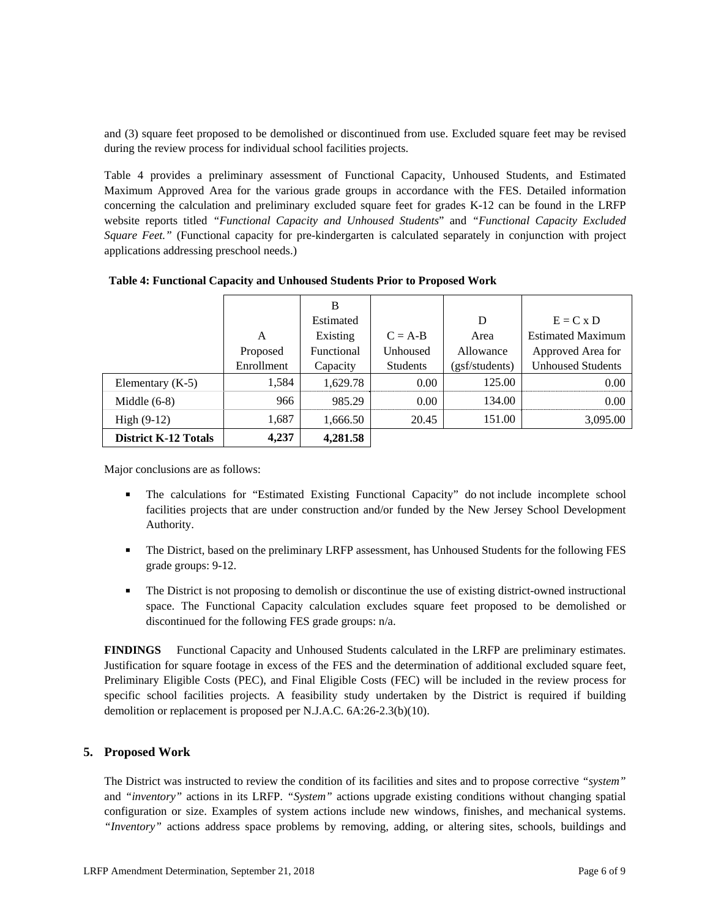and (3) square feet proposed to be demolished or discontinued from use. Excluded square feet may be revised during the review process for individual school facilities projects.

Table 4 provides a preliminary assessment of Functional Capacity, Unhoused Students, and Estimated Maximum Approved Area for the various grade groups in accordance with the FES. Detailed information concerning the calculation and preliminary excluded square feet for grades K-12 can be found in the LRFP website reports titled *"Functional Capacity and Unhoused Students"* and *"Functional Capacity Excluded Square Feet."* (Functional capacity for pre-kindergarten is calculated separately in conjunction with project applications addressing preschool needs.)

**Table 4: Functional Capacity and Unhoused Students Prior to Proposed Work**

| | A Proposed Enrollment | B Estimated Existing Functional Capacity | C = A-B Unhoused Students | D Area Allowance (gsf/students) | E = C x D Estimated Maximum Approved Area for Unhoused Students |
|---|---|---|---|---|---|
| Elementary (K-5) | 1,584 | 1,629.78 | 0.00 | 125.00 | 0.00 |
| Middle (6-8) | 966 | 985.29 | 0.00 | 134.00 | 0.00 |
| High (9-12) | 1,687 | 1,666.50 | 20.45 | 151.00 | 3,095.00 |
| **District K-12 Totals** | **4,237** | **4,281.58** | | | |

Major conclusions are as follows:

- The calculations for "Estimated Existing Functional Capacity" do not include incomplete school facilities projects that are under construction and/or funded by the New Jersey School Development Authority.
- The District, based on the preliminary LRFP assessment, has Unhoused Students for the following FES grade groups: 9-12.
- The District is not proposing to demolish or discontinue the use of existing district-owned instructional space. The Functional Capacity calculation excludes square feet proposed to be demolished or discontinued for the following FES grade groups: n/a.

**FINDINGS** Functional Capacity and Unhoused Students calculated in the LRFP are preliminary estimates. Justification for square footage in excess of the FES and the determination of additional excluded square feet, Preliminary Eligible Costs (PEC), and Final Eligible Costs (FEC) will be included in the review process for specific school facilities projects. A feasibility study undertaken by the District is required if building demolition or replacement is proposed per N.J.A.C. 6A:26-2.3(b)(10).

## 5. Proposed Work

The District was instructed to review the condition of its facilities and sites and to propose corrective *"system"* and *"inventory"* actions in its LRFP. *"System"* actions upgrade existing conditions without changing spatial configuration or size. Examples of system actions include new windows, finishes, and mechanical systems. *"Inventory"* actions address space problems by removing, adding, or altering sites, schools, buildings and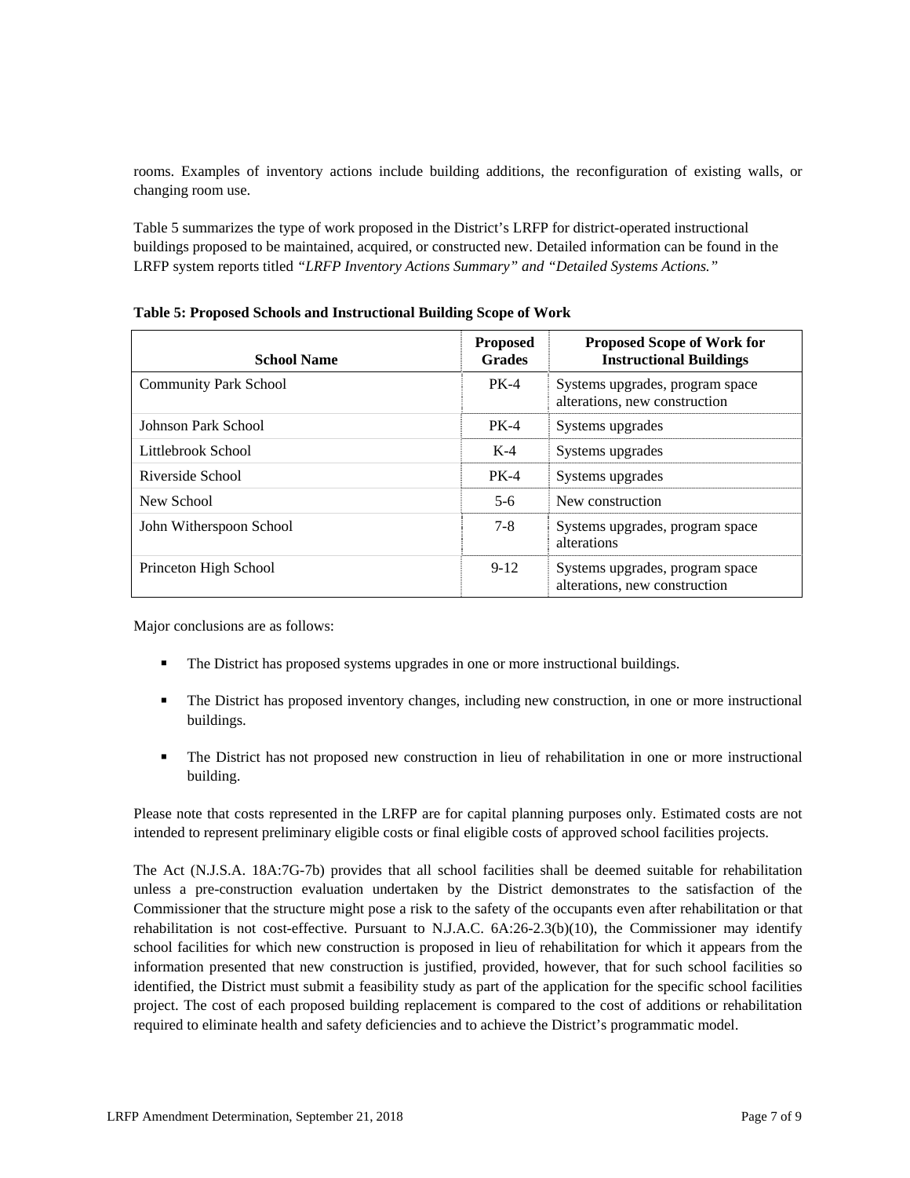rooms. Examples of inventory actions include building additions, the reconfiguration of existing walls, or changing room use.

Table 5 summarizes the type of work proposed in the District's LRFP for district-operated instructional buildings proposed to be maintained, acquired, or constructed new. Detailed information can be found in the LRFP system reports titled *"LRFP Inventory Actions Summary" and "Detailed Systems Actions."*

**Table 5: Proposed Schools and Instructional Building Scope of Work**

| School Name | Proposed Grades | Proposed Scope of Work for Instructional Buildings |
|---|---|---|
| Community Park School | PK-4 | Systems upgrades, program space alterations, new construction |
| Johnson Park School | PK-4 | Systems upgrades |
| Littlebrook School | K-4 | Systems upgrades |
| Riverside School | PK-4 | Systems upgrades |
| New School | 5-6 | New construction |
| John Witherspoon School | 7-8 | Systems upgrades, program space alterations |
| Princeton High School | 9-12 | Systems upgrades, program space alterations, new construction |

Major conclusions are as follows:

- The District has proposed systems upgrades in one or more instructional buildings.
- The District has proposed inventory changes, including new construction, in one or more instructional buildings.
- The District has not proposed new construction in lieu of rehabilitation in one or more instructional building.

Please note that costs represented in the LRFP are for capital planning purposes only. Estimated costs are not intended to represent preliminary eligible costs or final eligible costs of approved school facilities projects.

The Act (N.J.S.A. 18A:7G-7b) provides that all school facilities shall be deemed suitable for rehabilitation unless a pre-construction evaluation undertaken by the District demonstrates to the satisfaction of the Commissioner that the structure might pose a risk to the safety of the occupants even after rehabilitation or that rehabilitation is not cost-effective. Pursuant to N.J.A.C. 6A:26-2.3(b)(10), the Commissioner may identify school facilities for which new construction is proposed in lieu of rehabilitation for which it appears from the information presented that new construction is justified, provided, however, that for such school facilities so identified, the District must submit a feasibility study as part of the application for the specific school facilities project. The cost of each proposed building replacement is compared to the cost of additions or rehabilitation required to eliminate health and safety deficiencies and to achieve the District's programmatic model.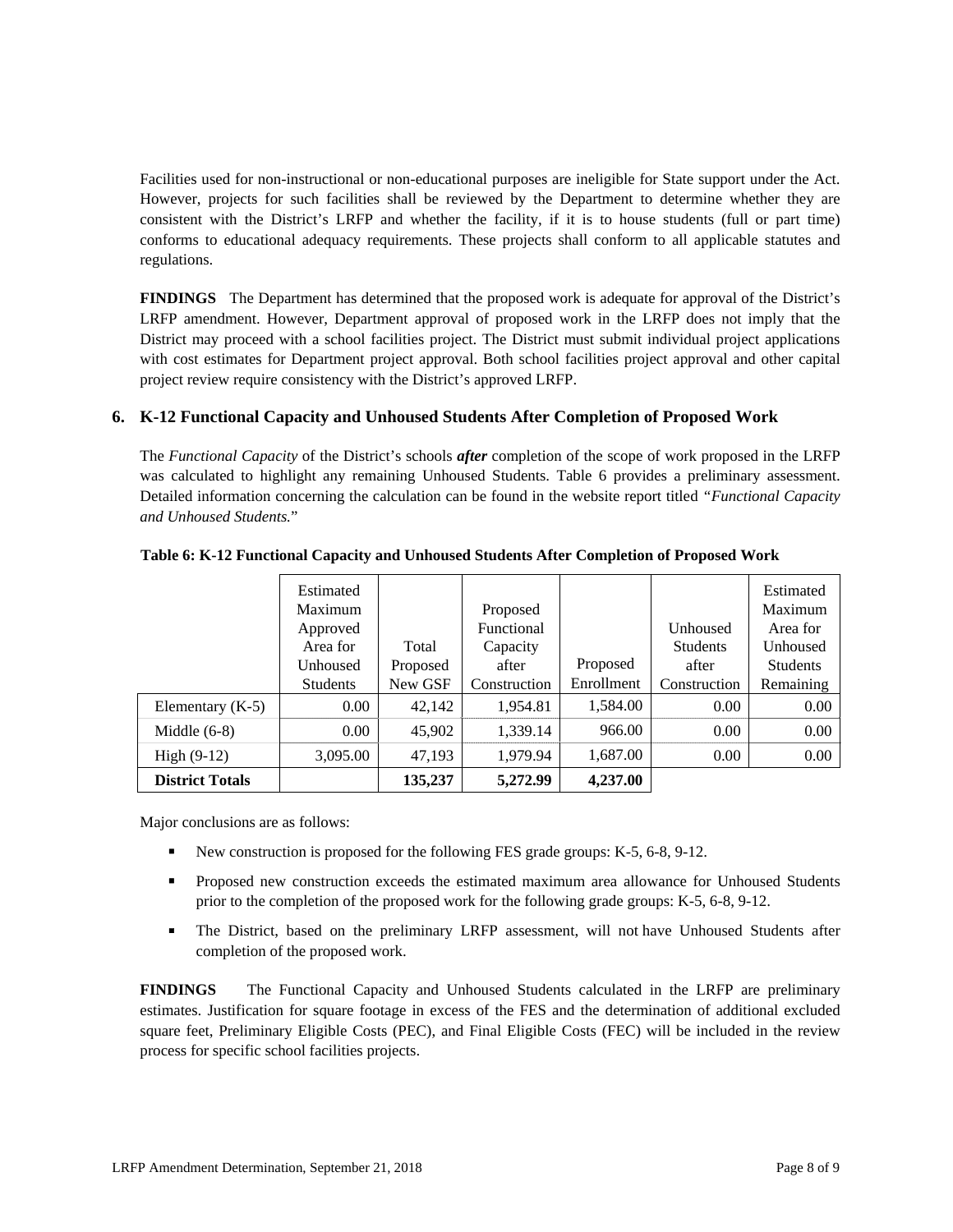Facilities used for non-instructional or non-educational purposes are ineligible for State support under the Act. However, projects for such facilities shall be reviewed by the Department to determine whether they are consistent with the District's LRFP and whether the facility, if it is to house students (full or part time) conforms to educational adequacy requirements. These projects shall conform to all applicable statutes and regulations.

**FINDINGS** The Department has determined that the proposed work is adequate for approval of the District's LRFP amendment. However, Department approval of proposed work in the LRFP does not imply that the District may proceed with a school facilities project. The District must submit individual project applications with cost estimates for Department project approval. Both school facilities project approval and other capital project review require consistency with the District's approved LRFP.

## 6. K-12 Functional Capacity and Unhoused Students After Completion of Proposed Work

The *Functional Capacity* of the District's schools ***after*** completion of the scope of work proposed in the LRFP was calculated to highlight any remaining Unhoused Students. Table 6 provides a preliminary assessment. Detailed information concerning the calculation can be found in the website report titled *"Functional Capacity and Unhoused Students.*"

**Table 6: K-12 Functional Capacity and Unhoused Students After Completion of Proposed Work**

| | Estimated Maximum Approved Area for Unhoused Students | Total Proposed New GSF | Proposed Functional Capacity after Construction | Proposed Enrollment | Unhoused Students after Construction | Estimated Maximum Area for Unhoused Students Remaining |
|---|---|---|---|---|---|---|
| Elementary (K-5) | 0.00 | 42,142 | 1,954.81 | 1,584.00 | 0.00 | 0.00 |
| Middle (6-8) | 0.00 | 45,902 | 1,339.14 | 966.00 | 0.00 | 0.00 |
| High (9-12) | 3,095.00 | 47,193 | 1,979.94 | 1,687.00 | 0.00 | 0.00 |
| **District Totals** | | **135,237** | **5,272.99** | **4,237.00** | | |

Major conclusions are as follows:

- New construction is proposed for the following FES grade groups: K-5, 6-8, 9-12.
- Proposed new construction exceeds the estimated maximum area allowance for Unhoused Students prior to the completion of the proposed work for the following grade groups: K-5, 6-8, 9-12.
- The District, based on the preliminary LRFP assessment, will not have Unhoused Students after completion of the proposed work.

**FINDINGS** The Functional Capacity and Unhoused Students calculated in the LRFP are preliminary estimates. Justification for square footage in excess of the FES and the determination of additional excluded square feet, Preliminary Eligible Costs (PEC), and Final Eligible Costs (FEC) will be included in the review process for specific school facilities projects.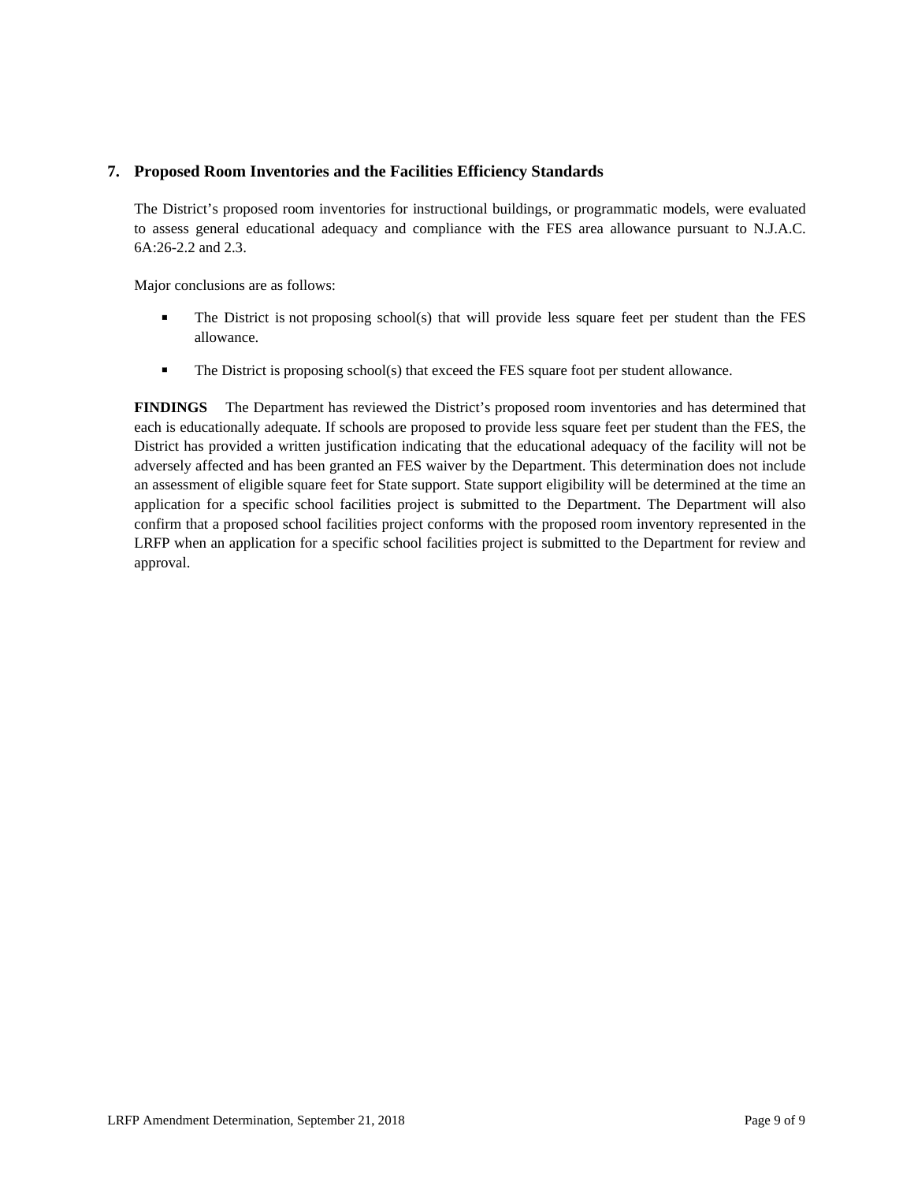## 7. Proposed Room Inventories and the Facilities Efficiency Standards

The District's proposed room inventories for instructional buildings, or programmatic models, were evaluated to assess general educational adequacy and compliance with the FES area allowance pursuant to N.J.A.C. 6A:26-2.2 and 2.3.

Major conclusions are as follows:

- The District is not proposing school(s) that will provide less square feet per student than the FES allowance.
- The District is proposing school(s) that exceed the FES square foot per student allowance.

**FINDINGS** The Department has reviewed the District's proposed room inventories and has determined that each is educationally adequate. If schools are proposed to provide less square feet per student than the FES, the District has provided a written justification indicating that the educational adequacy of the facility will not be adversely affected and has been granted an FES waiver by the Department. This determination does not include an assessment of eligible square feet for State support. State support eligibility will be determined at the time an application for a specific school facilities project is submitted to the Department. The Department will also confirm that a proposed school facilities project conforms with the proposed room inventory represented in the LRFP when an application for a specific school facilities project is submitted to the Department for review and approval.